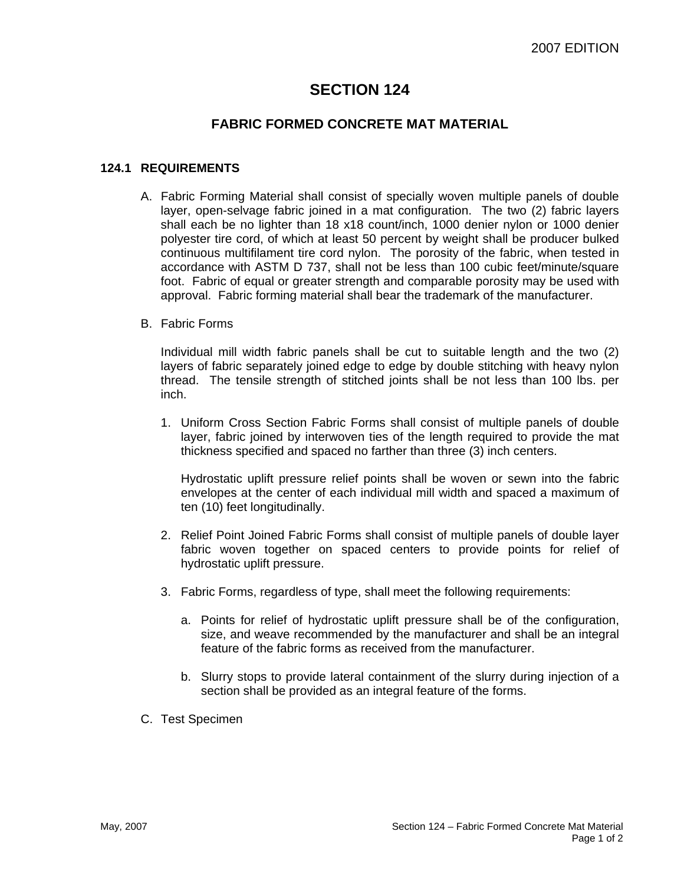# SECTION 124

## FABRIC FORMED CONCRETE MAT MATERIAL

### 124.1 REQUIREMENTS

A. Fabric Forming Material shall consist of specially woven multiple panels of double layer, open-selvage fabric joined in a mat configuration. The two (2) fabric layers shall each be no lighter than 18 x18 count/inch, 1000 denier nylon or 1000 denier polyester tire cord, of which at least 50 percent by weight shall be producer bulked continuous multifilament tire cord nylon. The porosity of the fabric, when tested in accordance with ASTM D 737, shall not be less than 100 cubic feet/minute/square foot. Fabric of equal or greater strength and comparable porosity may be used with approval. Fabric forming material shall bear the trademark of the manufacturer.

B. Fabric Forms

   Individual mill width fabric panels shall be cut to suitable length and the two (2) layers of fabric separately joined edge to edge by double stitching with heavy nylon thread. The tensile strength of stitched joints shall be not less than 100 lbs. per inch.

   1. Uniform Cross Section Fabric Forms shall consist of multiple panels of double layer, fabric joined by interwoven ties of the length required to provide the mat thickness specified and spaced no farther than three (3) inch centers.

      Hydrostatic uplift pressure relief points shall be woven or sewn into the fabric envelopes at the center of each individual mill width and spaced a maximum of ten (10) feet longitudinally.

   2. Relief Point Joined Fabric Forms shall consist of multiple panels of double layer fabric woven together on spaced centers to provide points for relief of hydrostatic uplift pressure.

   3. Fabric Forms, regardless of type, shall meet the following requirements:

      a. Points for relief of hydrostatic uplift pressure shall be of the configuration, size, and weave recommended by the manufacturer and shall be an integral feature of the fabric forms as received from the manufacturer.

      b. Slurry stops to provide lateral containment of the slurry during injection of a section shall be provided as an integral feature of the forms.

C. Test Specimen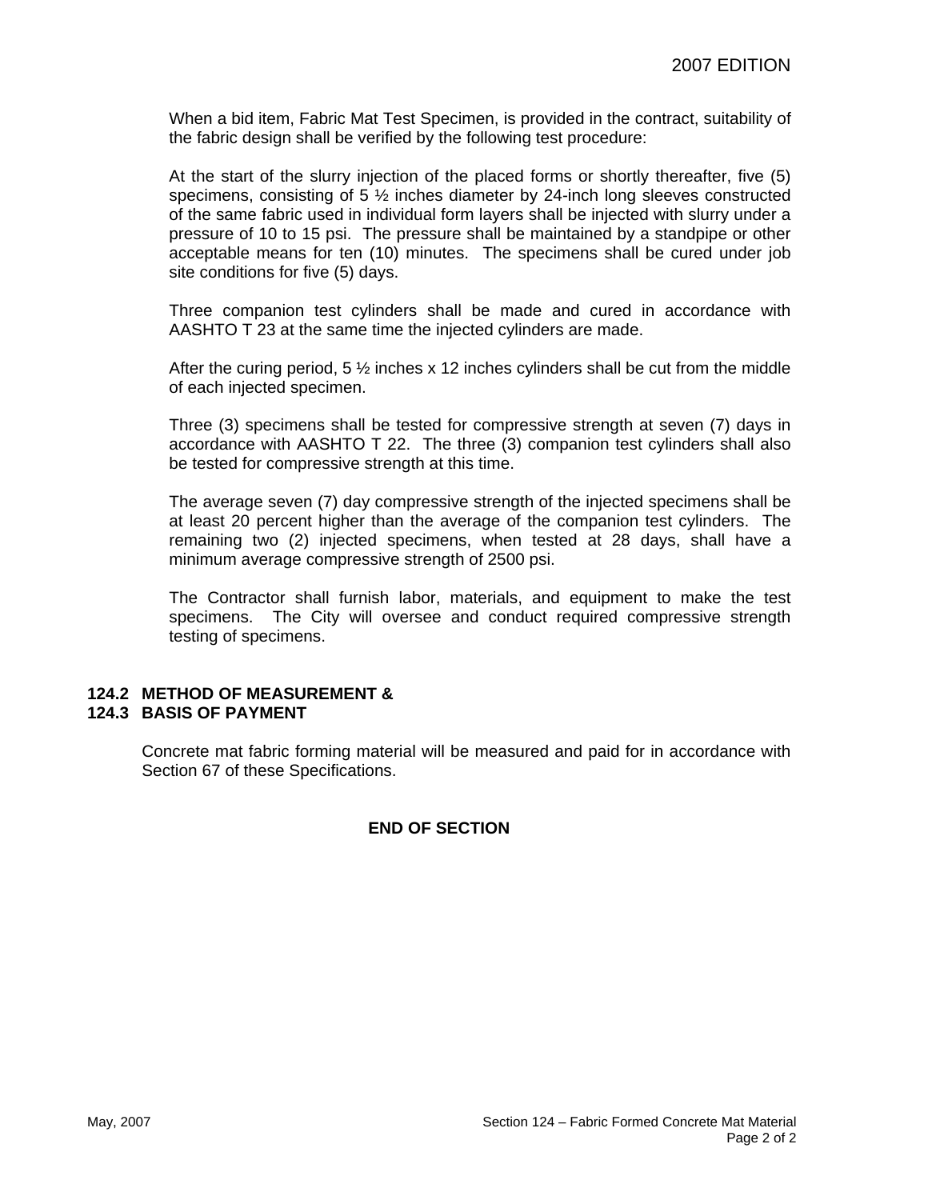When a bid item, Fabric Mat Test Specimen, is provided in the contract, suitability of the fabric design shall be verified by the following test procedure:

At the start of the slurry injection of the placed forms or shortly thereafter, five (5) specimens, consisting of 5 ½ inches diameter by 24-inch long sleeves constructed of the same fabric used in individual form layers shall be injected with slurry under a pressure of 10 to 15 psi. The pressure shall be maintained by a standpipe or other acceptable means for ten (10) minutes. The specimens shall be cured under job site conditions for five (5) days.

Three companion test cylinders shall be made and cured in accordance with AASHTO T 23 at the same time the injected cylinders are made.

After the curing period, 5 ½ inches x 12 inches cylinders shall be cut from the middle of each injected specimen.

Three (3) specimens shall be tested for compressive strength at seven (7) days in accordance with AASHTO T 22. The three (3) companion test cylinders shall also be tested for compressive strength at this time.

The average seven (7) day compressive strength of the injected specimens shall be at least 20 percent higher than the average of the companion test cylinders. The remaining two (2) injected specimens, when tested at 28 days, shall have a minimum average compressive strength of 2500 psi.

The Contractor shall furnish labor, materials, and equipment to make the test specimens. The City will oversee and conduct required compressive strength testing of specimens.

## 124.2 METHOD OF MEASUREMENT &
## 124.3 BASIS OF PAYMENT

Concrete mat fabric forming material will be measured and paid for in accordance with Section 67 of these Specifications.

**END OF SECTION**